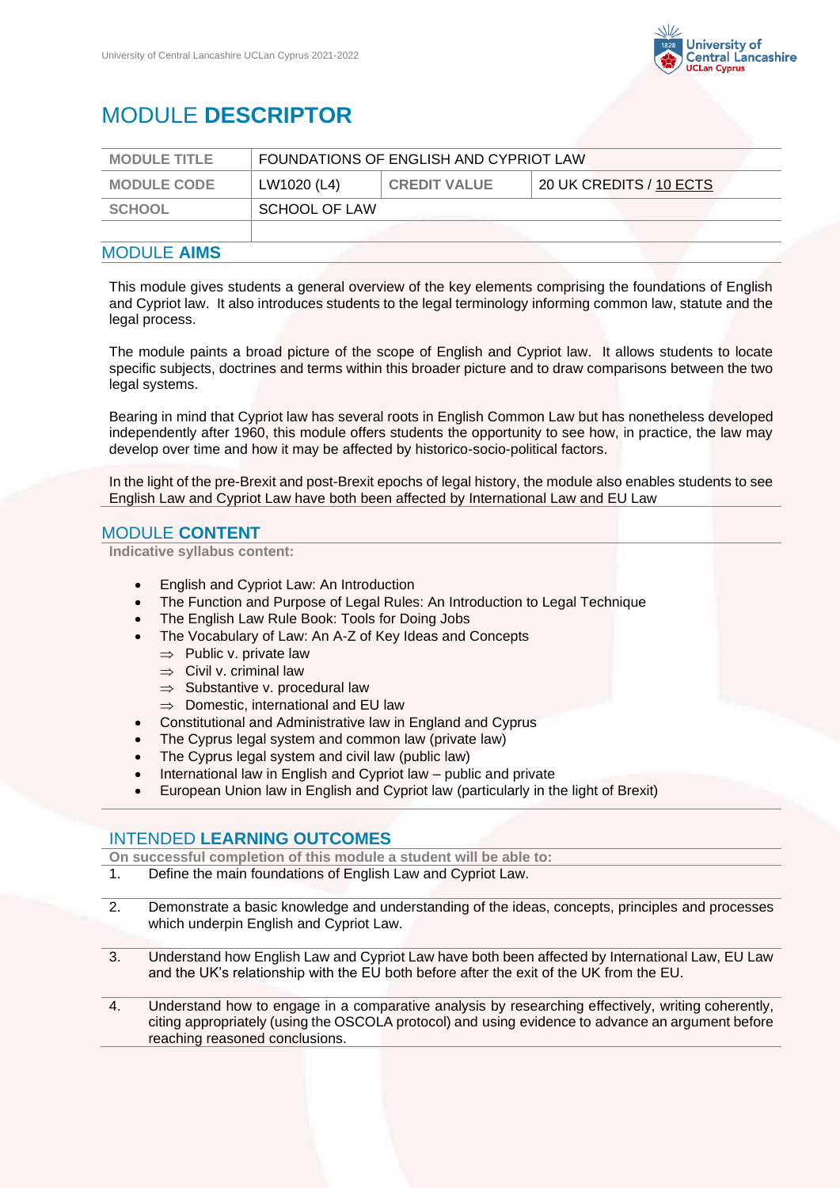# MODULE **DESCRIPTOR**

| MODULE TITLE | FOUNDATIONS OF ENGLISH AND CYPRIOT LAW | | |
|---|---|---|---|
| MODULE CODE | LW1020 (L4) | CREDIT VALUE | 20 UK CREDITS / 10 ECTS |
| SCHOOL | SCHOOL OF LAW | | |
| | | | |

## MODULE **AIMS**

This module gives students a general overview of the key elements comprising the foundations of English and Cypriot law. It also introduces students to the legal terminology informing common law, statute and the legal process.

The module paints a broad picture of the scope of English and Cypriot law. It allows students to locate specific subjects, doctrines and terms within this broader picture and to draw comparisons between the two legal systems.

Bearing in mind that Cypriot law has several roots in English Common Law but has nonetheless developed independently after 1960, this module offers students the opportunity to see how, in practice, the law may develop over time and how it may be affected by historico-socio-political factors.

In the light of the pre-Brexit and post-Brexit epochs of legal history, the module also enables students to see English Law and Cypriot Law have both been affected by International Law and EU Law

## MODULE **CONTENT**

**Indicative syllabus content:**

- English and Cypriot Law: An Introduction
- The Function and Purpose of Legal Rules: An Introduction to Legal Technique
- The English Law Rule Book: Tools for Doing Jobs
- The Vocabulary of Law: An A-Z of Key Ideas and Concepts
  - ⇒ Public v. private law
  - ⇒ Civil v. criminal law
  - ⇒ Substantive v. procedural law
  - ⇒ Domestic, international and EU law
- Constitutional and Administrative law in England and Cyprus
- The Cyprus legal system and common law (private law)
- The Cyprus legal system and civil law (public law)
- International law in English and Cypriot law – public and private
- European Union law in English and Cypriot law (particularly in the light of Brexit)

## INTENDED **LEARNING OUTCOMES**

**On successful completion of this module a student will be able to:**

1. Define the main foundations of English Law and Cypriot Law.
2. Demonstrate a basic knowledge and understanding of the ideas, concepts, principles and processes which underpin English and Cypriot Law.
3. Understand how English Law and Cypriot Law have both been affected by International Law, EU Law and the UK's relationship with the EU both before after the exit of the UK from the EU.
4. Understand how to engage in a comparative analysis by researching effectively, writing coherently, citing appropriately (using the OSCOLA protocol) and using evidence to advance an argument before reaching reasoned conclusions.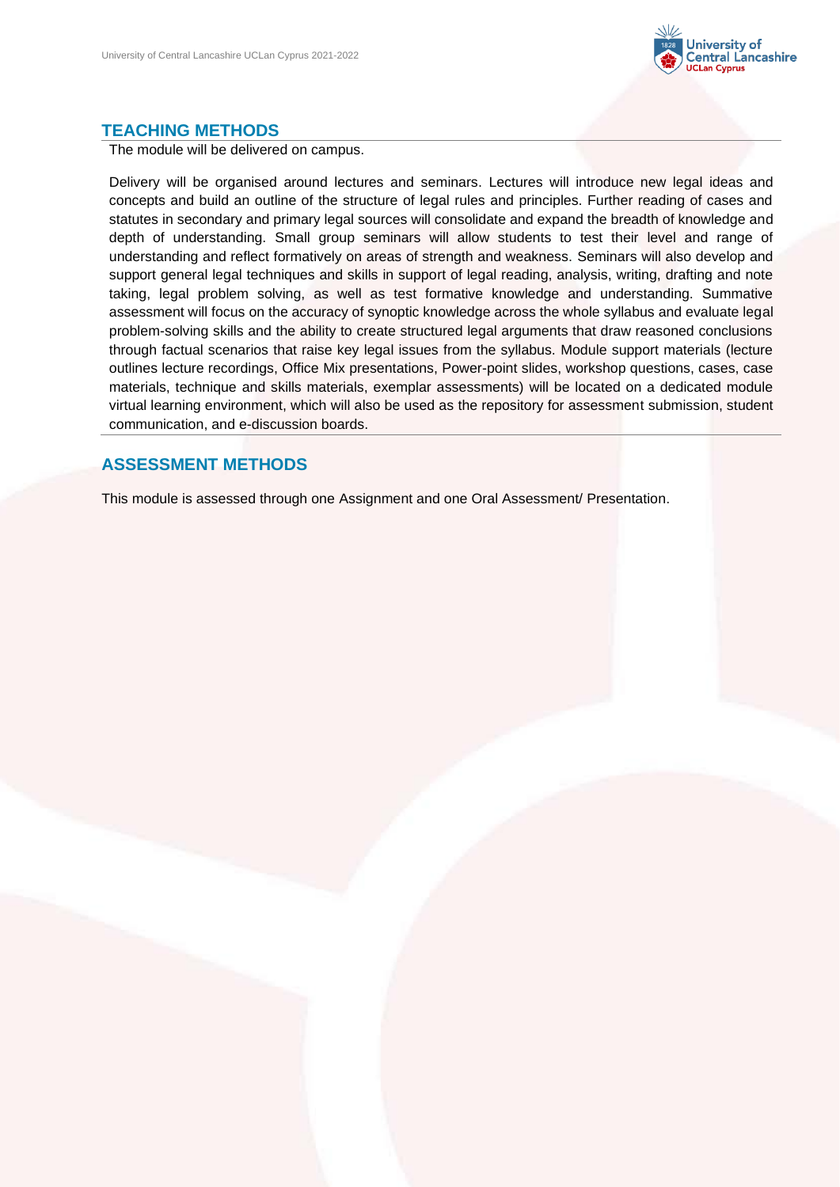## TEACHING METHODS

The module will be delivered on campus.

Delivery will be organised around lectures and seminars. Lectures will introduce new legal ideas and concepts and build an outline of the structure of legal rules and principles. Further reading of cases and statutes in secondary and primary legal sources will consolidate and expand the breadth of knowledge and depth of understanding. Small group seminars will allow students to test their level and range of understanding and reflect formatively on areas of strength and weakness. Seminars will also develop and support general legal techniques and skills in support of legal reading, analysis, writing, drafting and note taking, legal problem solving, as well as test formative knowledge and understanding. Summative assessment will focus on the accuracy of synoptic knowledge across the whole syllabus and evaluate legal problem-solving skills and the ability to create structured legal arguments that draw reasoned conclusions through factual scenarios that raise key legal issues from the syllabus. Module support materials (lecture outlines lecture recordings, Office Mix presentations, Power-point slides, workshop questions, cases, case materials, technique and skills materials, exemplar assessments) will be located on a dedicated module virtual learning environment, which will also be used as the repository for assessment submission, student communication, and e-discussion boards.

## ASSESSMENT METHODS

This module is assessed through one Assignment and one Oral Assessment/ Presentation.